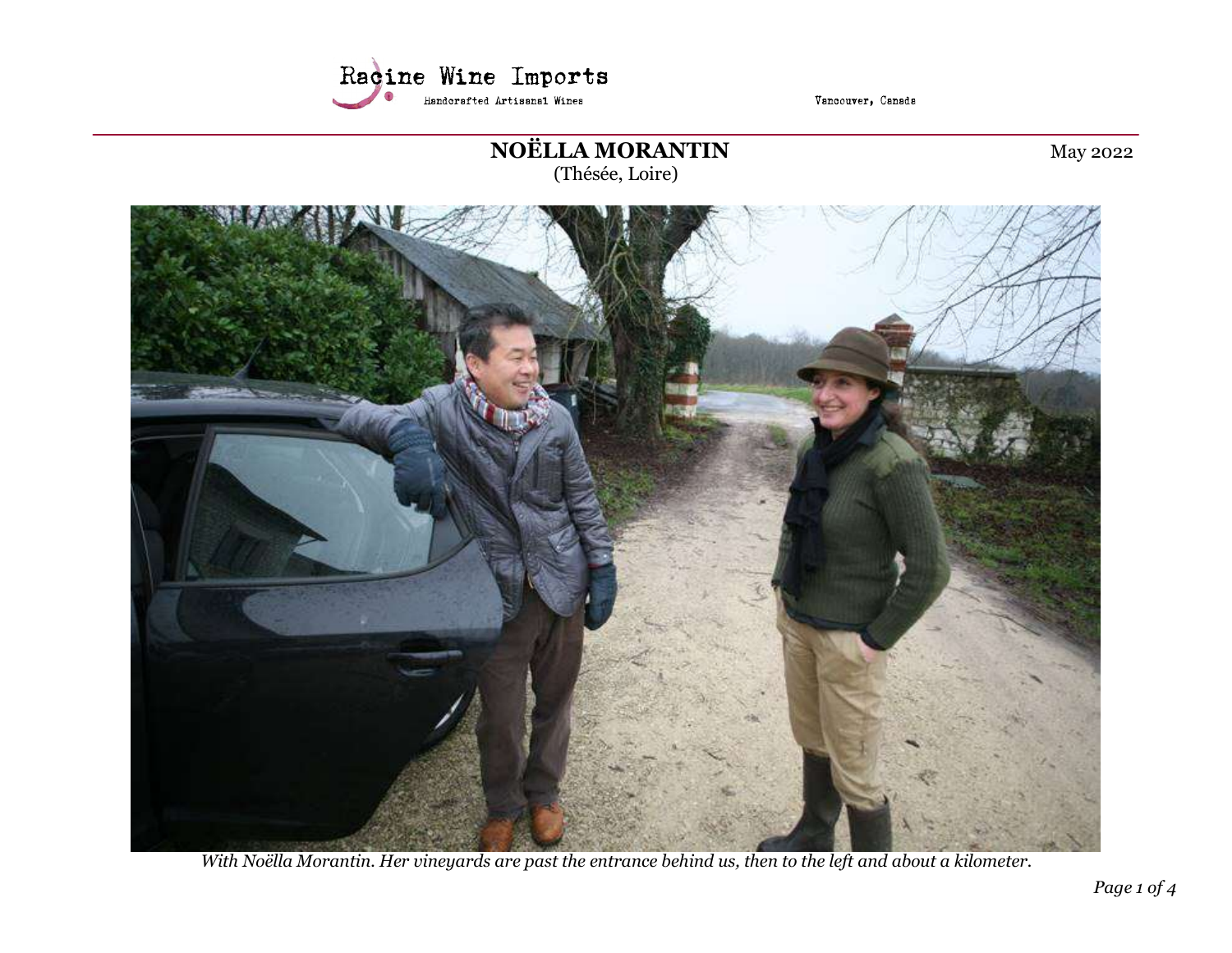Racine Wine Imports

Handcrafted Artisanal Wines

Vancouver, Canada

# NOËLLA MORANTIN

(Thésée, Loire)

May 2022

*With Noëlla Morantin. Her vineyards are past the entrance behind us, then to the left and about a kilometer.*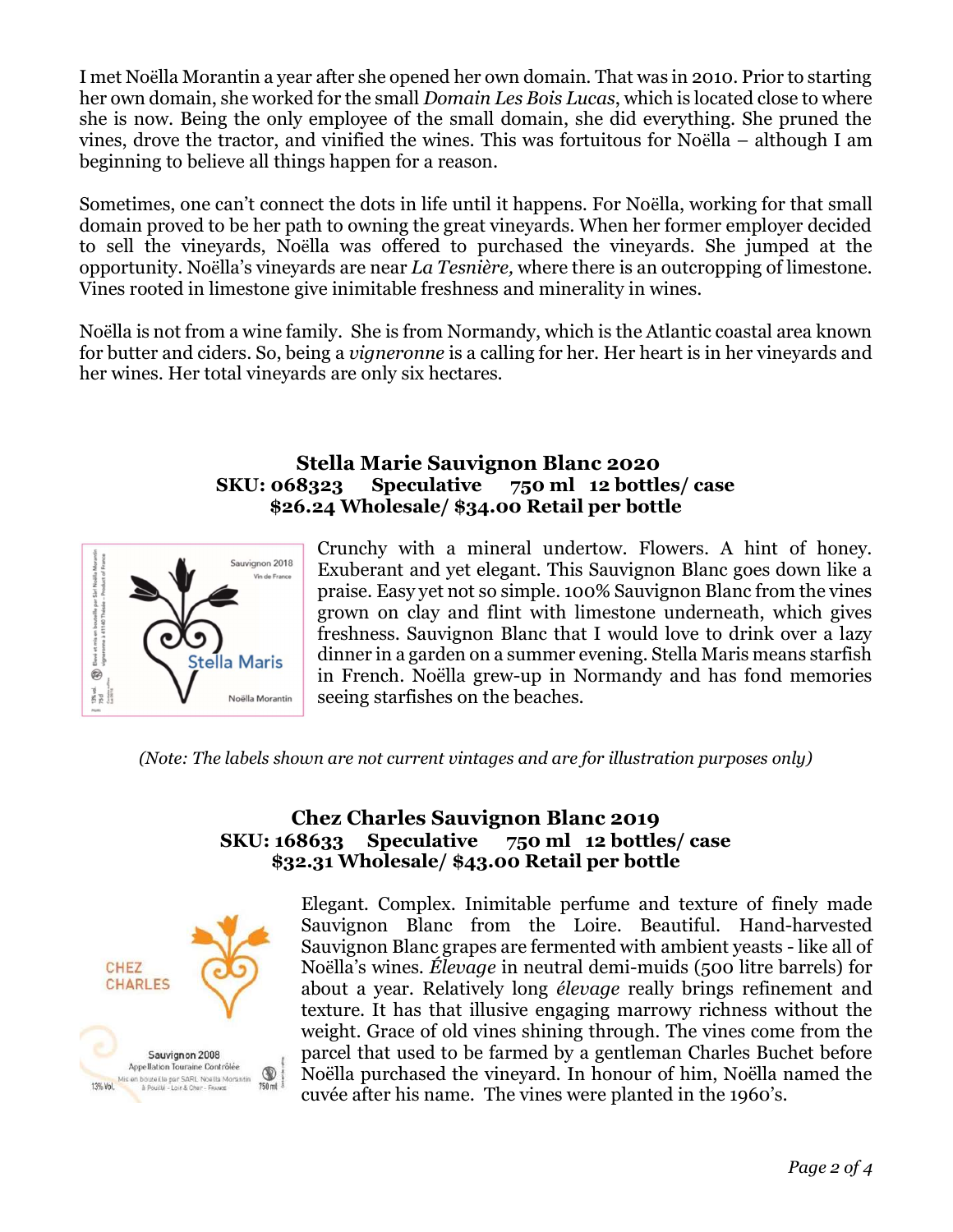I met Noëlla Morantin a year after she opened her own domain. That was in 2010. Prior to starting her own domain, she worked for the small *Domain Les Bois Lucas*, which is located close to where she is now. Being the only employee of the small domain, she did everything. She pruned the vines, drove the tractor, and vinified the wines. This was fortuitous for Noëlla – although I am beginning to believe all things happen for a reason.

Sometimes, one can't connect the dots in life until it happens. For Noëlla, working for that small domain proved to be her path to owning the great vineyards. When her former employer decided to sell the vineyards, Noëlla was offered to purchased the vineyards. She jumped at the opportunity. Noëlla's vineyards are near *La Tesnière,* where there is an outcropping of limestone. Vines rooted in limestone give inimitable freshness and minerality in wines.

Noëlla is not from a wine family. She is from Normandy, which is the Atlantic coastal area known for butter and ciders. So, being a *vigneronne* is a calling for her. Her heart is in her vineyards and her wines. Her total vineyards are only six hectares.

### Stella Marie Sauvignon Blanc 2020
**SKU: 068323 Speculative 750 ml 12 bottles/ case**
**$26.24 Wholesale/ $34.00 Retail per bottle**

Crunchy with a mineral undertow. Flowers. A hint of honey. Exuberant and yet elegant. This Sauvignon Blanc goes down like a praise. Easy yet not so simple. 100% Sauvignon Blanc from the vines grown on clay and flint with limestone underneath, which gives freshness. Sauvignon Blanc that I would love to drink over a lazy dinner in a garden on a summer evening. Stella Maris means starfish in French. Noëlla grew-up in Normandy and has fond memories seeing starfishes on the beaches.

*(Note: The labels shown are not current vintages and are for illustration purposes only)*

### Chez Charles Sauvignon Blanc 2019
**SKU: 168633 Speculative 750 ml 12 bottles/ case**
**$32.31 Wholesale/ $43.00 Retail per bottle**

Elegant. Complex. Inimitable perfume and texture of finely made Sauvignon Blanc from the Loire. Beautiful. Hand-harvested Sauvignon Blanc grapes are fermented with ambient yeasts - like all of Noëlla's wines. *Élevage* in neutral demi-muids (500 litre barrels) for about a year. Relatively long *élevage* really brings refinement and texture. It has that illusive engaging marrowy richness without the weight. Grace of old vines shining through. The vines come from the parcel that used to be farmed by a gentleman Charles Buchet before Noëlla purchased the vineyard. In honour of him, Noëlla named the cuvée after his name. The vines were planted in the 1960's.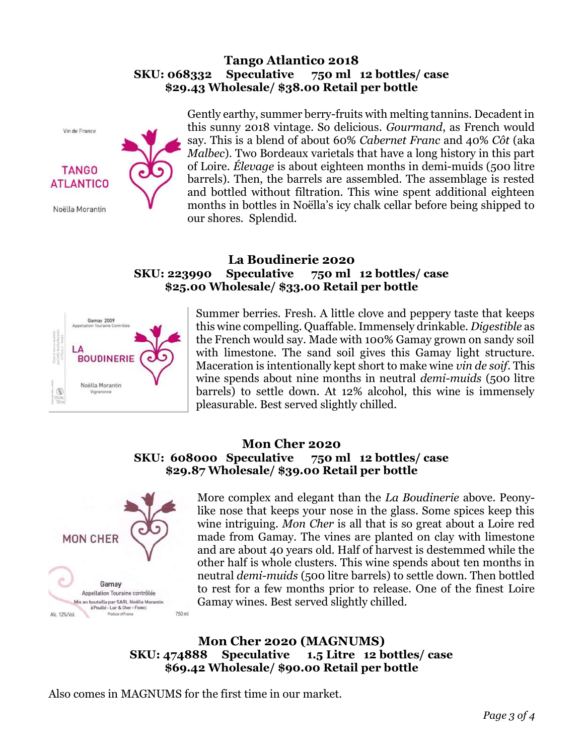## Tango Atlantico 2018

**SKU: 068332 Speculative 750 ml 12 bottles/ case**
**$29.43 Wholesale/ $38.00 Retail per bottle**

Gently earthy, summer berry-fruits with melting tannins. Decadent in this sunny 2018 vintage. So delicious. *Gourmand*, as French would say. This is a blend of about 60% *Cabernet Franc* and 40% *Côt* (aka *Malbec*). Two Bordeaux varietals that have a long history in this part of Loire. *Élevage* is about eighteen months in demi-muids (500 litre barrels). Then, the barrels are assembled. The assemblage is rested and bottled without filtration. This wine spent additional eighteen months in bottles in Noëlla's icy chalk cellar before being shipped to our shores. Splendid.

## La Boudinerie 2020

**SKU: 223990 Speculative 750 ml 12 bottles/ case**
**$25.00 Wholesale/ $33.00 Retail per bottle**

Summer berries. Fresh. A little clove and peppery taste that keeps this wine compelling. Quaffable. Immensely drinkable. *Digestible* as the French would say. Made with 100% Gamay grown on sandy soil with limestone. The sand soil gives this Gamay light structure. Maceration is intentionally kept short to make wine *vin de soif*. This wine spends about nine months in neutral *demi-muids* (500 litre barrels) to settle down. At 12% alcohol, this wine is immensely pleasurable. Best served slightly chilled.

## Mon Cher 2020

**SKU: 608000 Speculative 750 ml 12 bottles/ case**
**$29.87 Wholesale/ $39.00 Retail per bottle**

More complex and elegant than the *La Boudinerie* above. Peony-like nose that keeps your nose in the glass. Some spices keep this wine intriguing. *Mon Cher* is all that is so great about a Loire red made from Gamay. The vines are planted on clay with limestone and are about 40 years old. Half of harvest is destemmed while the other half is whole clusters. This wine spends about ten months in neutral *demi-muids* (500 litre barrels) to settle down. Then bottled to rest for a few months prior to release. One of the finest Loire Gamay wines. Best served slightly chilled.

## Mon Cher 2020 (MAGNUMS)

**SKU: 474888 Speculative 1.5 Litre 12 bottles/ case**
**$69.42 Wholesale/ $90.00 Retail per bottle**

Also comes in MAGNUMS for the first time in our market.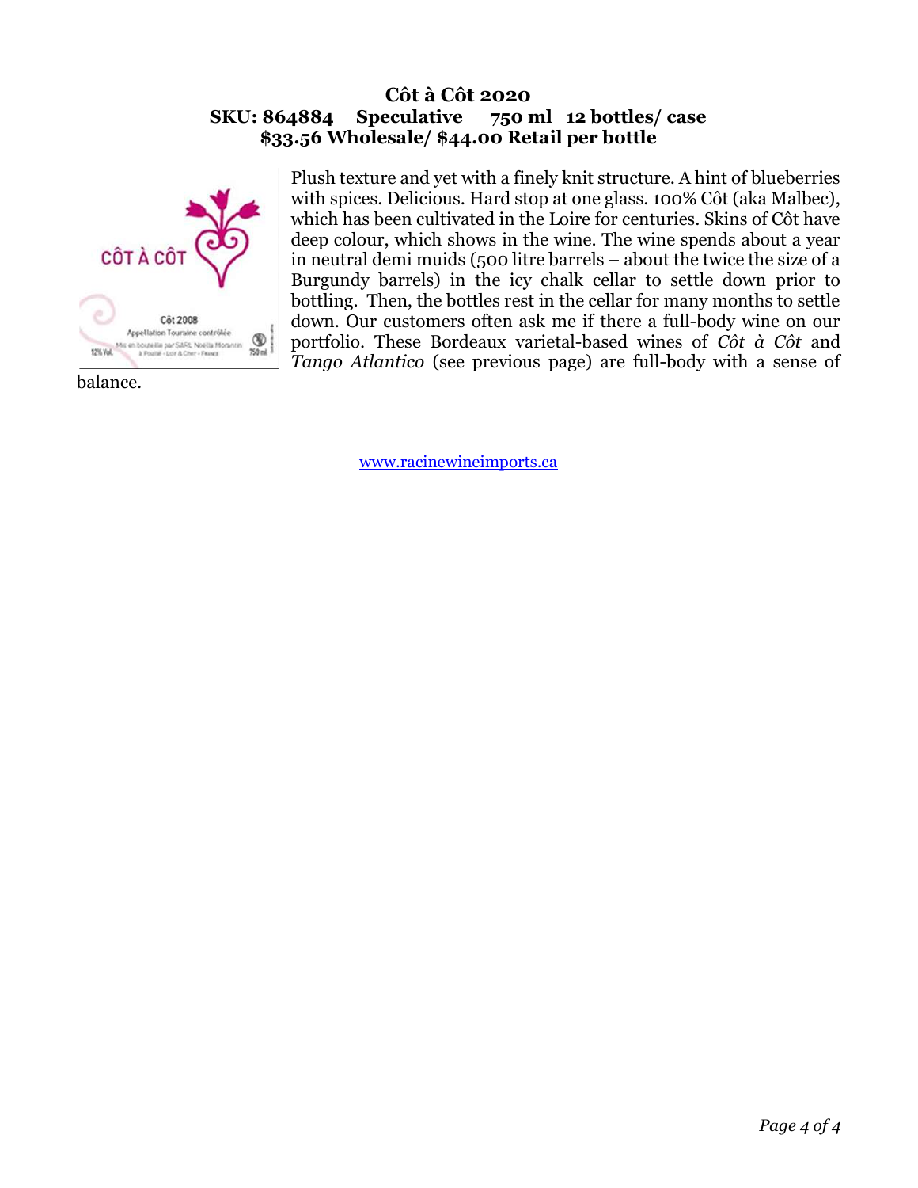**Côt à Côt 2020**
**SKU: 864884 Speculative 750 ml 12 bottles/ case**
**$33.56 Wholesale/ $44.00 Retail per bottle**

Plush texture and yet with a finely knit structure. A hint of blueberries with spices. Delicious. Hard stop at one glass. 100% Côt (aka Malbec), which has been cultivated in the Loire for centuries. Skins of Côt have deep colour, which shows in the wine. The wine spends about a year in neutral demi muids (500 litre barrels – about the twice the size of a Burgundy barrels) in the icy chalk cellar to settle down prior to bottling. Then, the bottles rest in the cellar for many months to settle down. Our customers often ask me if there a full-body wine on our portfolio. These Bordeaux varietal-based wines of *Côt à Côt* and *Tango Atlantico* (see previous page) are full-body with a sense of balance.

www.racinewineimports.ca